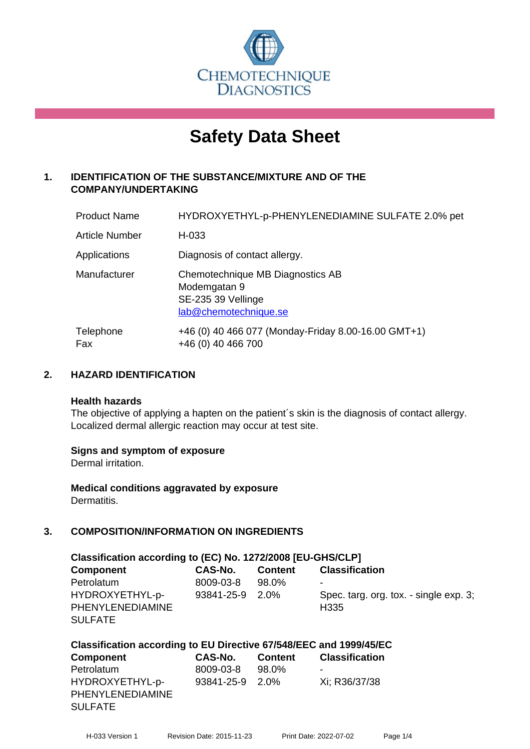CHEMOTECHNIQUE DIAGNOSTICS

# Safety Data Sheet

## 1. IDENTIFICATION OF THE SUBSTANCE/MIXTURE AND OF THE COMPANY/UNDERTAKING

| | |
|---|---|
| Product Name | HYDROXYETHYL-p-PHENYLENEDIAMINE SULFATE 2.0% pet |
| Article Number | H-033 |
| Applications | Diagnosis of contact allergy. |
| Manufacturer | Chemotechnique MB Diagnostics AB<br>Modemgatan 9<br>SE-235 39 Vellinge<br>lab@chemotechnique.se |
| Telephone<br>Fax | +46 (0) 40 466 077 (Monday-Friday 8.00-16.00 GMT+1)<br>+46 (0) 40 466 700 |

## 2. HAZARD IDENTIFICATION

### Health hazards

The objective of applying a hapten on the patient´s skin is the diagnosis of contact allergy. Localized dermal allergic reaction may occur at test site.

### Signs and symptom of exposure

Dermal irritation.

### Medical conditions aggravated by exposure

Dermatitis.

## 3. COMPOSITION/INFORMATION ON INGREDIENTS

**Classification according to (EC) No. 1272/2008 [EU-GHS/CLP]**

| Component | CAS-No. | Content | Classification |
|---|---|---|---|
| Petrolatum | 8009-03-8 | 98.0% | - |
| HYDROXYETHYL-p-PHENYLENEDIAMINE SULFATE | 93841-25-9 | 2.0% | Spec. targ. org. tox. - single exp. 3; H335 |

**Classification according to EU Directive 67/548/EEC and 1999/45/EC**

| Component | CAS-No. | Content | Classification |
|---|---|---|---|
| Petrolatum | 8009-03-8 | 98.0% | - |
| HYDROXYETHYL-p-PHENYLENEDIAMINE SULFATE | 93841-25-9 | 2.0% | Xi; R36/37/38 |

H-033 Version 1 Revision Date: 2015-11-23 Print Date: 2022-07-02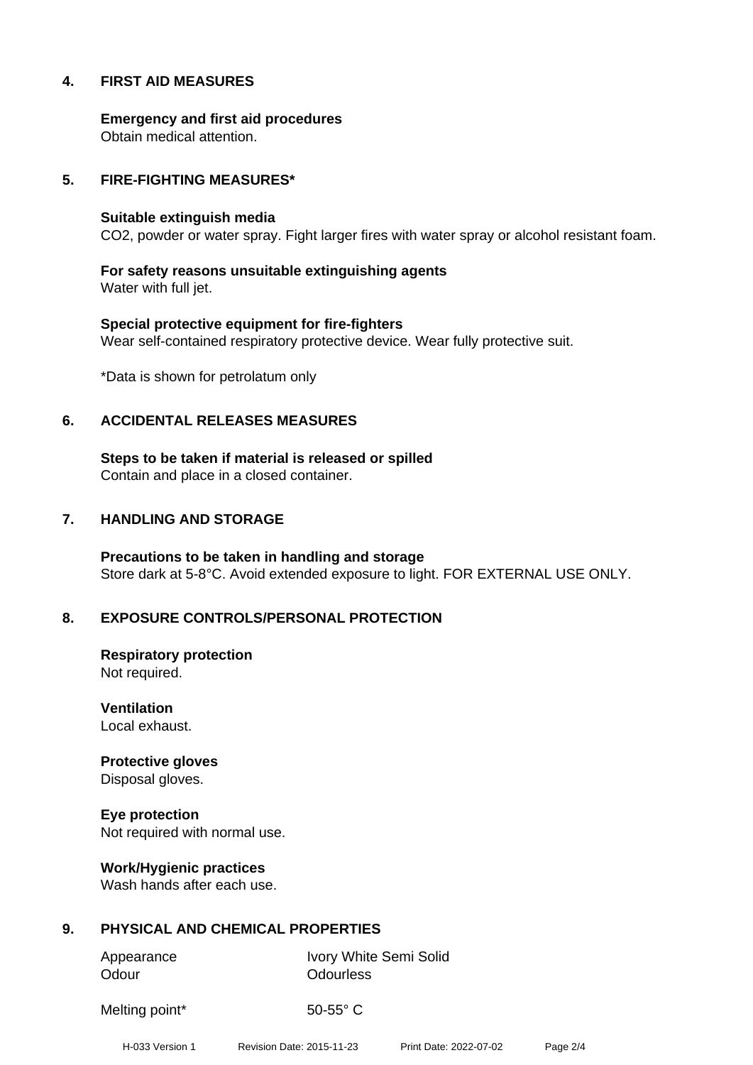## 4. FIRST AID MEASURES

**Emergency and first aid procedures**
Obtain medical attention.

## 5. FIRE-FIGHTING MEASURES*

**Suitable extinguish media**
$CO_2$, powder or water spray. Fight larger fires with water spray or alcohol resistant foam.

**For safety reasons unsuitable extinguishing agents**
Water with full jet.

**Special protective equipment for fire-fighters**
Wear self-contained respiratory protective device. Wear fully protective suit.

*Data is shown for petrolatum only

## 6. ACCIDENTAL RELEASES MEASURES

**Steps to be taken if material is released or spilled**
Contain and place in a closed container.

## 7. HANDLING AND STORAGE

**Precautions to be taken in handling and storage**
Store dark at 5-8°C. Avoid extended exposure to light. FOR EXTERNAL USE ONLY.

## 8. EXPOSURE CONTROLS/PERSONAL PROTECTION

**Respiratory protection**
Not required.

**Ventilation**
Local exhaust.

**Protective gloves**
Disposal gloves.

**Eye protection**
Not required with normal use.

**Work/Hygienic practices**
Wash hands after each use.

## 9. PHYSICAL AND CHEMICAL PROPERTIES

| | |
|---|---|
| Appearance | Ivory White Semi Solid |
| Odour | Odourless |
| Melting point* | 50-55° C |

H-033 Version 1 Revision Date: 2015-11-23 Print Date: 2022-07-02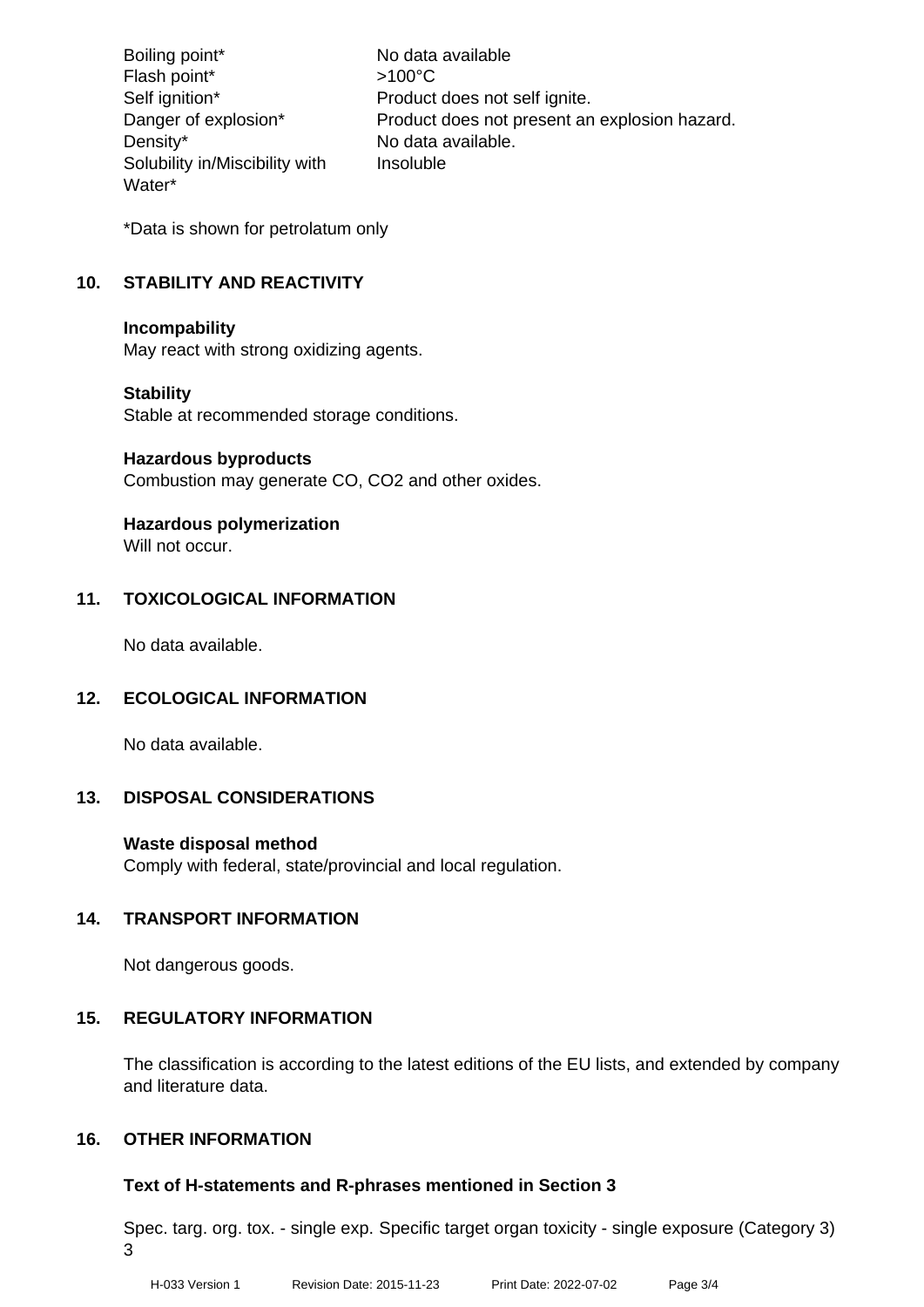| | |
|---|---|
| Boiling point* | No data available |
| Flash point* | >100°C |
| Self ignition* | Product does not self ignite. |
| Danger of explosion* | Product does not present an explosion hazard. |
| Density* | No data available. |
| Solubility in/Miscibility with Water* | Insoluble |

*Data is shown for petrolatum only

## 10. STABILITY AND REACTIVITY

**Incompability**
May react with strong oxidizing agents.

**Stability**
Stable at recommended storage conditions.

**Hazardous byproducts**
Combustion may generate CO, $CO_2$ and other oxides.

**Hazardous polymerization**
Will not occur.

## 11. TOXICOLOGICAL INFORMATION

No data available.

## 12. ECOLOGICAL INFORMATION

No data available.

## 13. DISPOSAL CONSIDERATIONS

**Waste disposal method**
Comply with federal, state/provincial and local regulation.

## 14. TRANSPORT INFORMATION

Not dangerous goods.

## 15. REGULATORY INFORMATION

The classification is according to the latest editions of the EU lists, and extended by company and literature data.

## 16. OTHER INFORMATION

**Text of H-statements and R-phrases mentioned in Section 3**

Spec. targ. org. tox. - single exp. Specific target organ toxicity - single exposure (Category 3) 3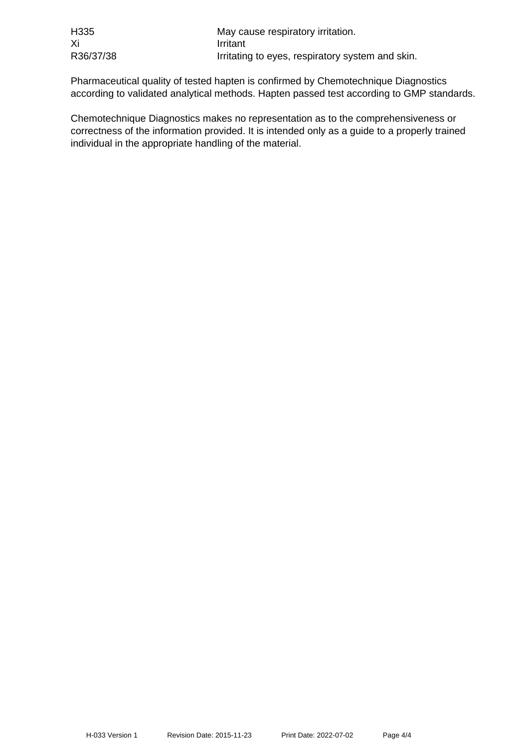| | |
|---|---|
| H335 | May cause respiratory irritation. |
| Xi | Irritant |
| R36/37/38 | Irritating to eyes, respiratory system and skin. |

Pharmaceutical quality of tested hapten is confirmed by Chemotechnique Diagnostics according to validated analytical methods. Hapten passed test according to GMP standards.

Chemotechnique Diagnostics makes no representation as to the comprehensiveness or correctness of the information provided. It is intended only as a guide to a properly trained individual in the appropriate handling of the material.